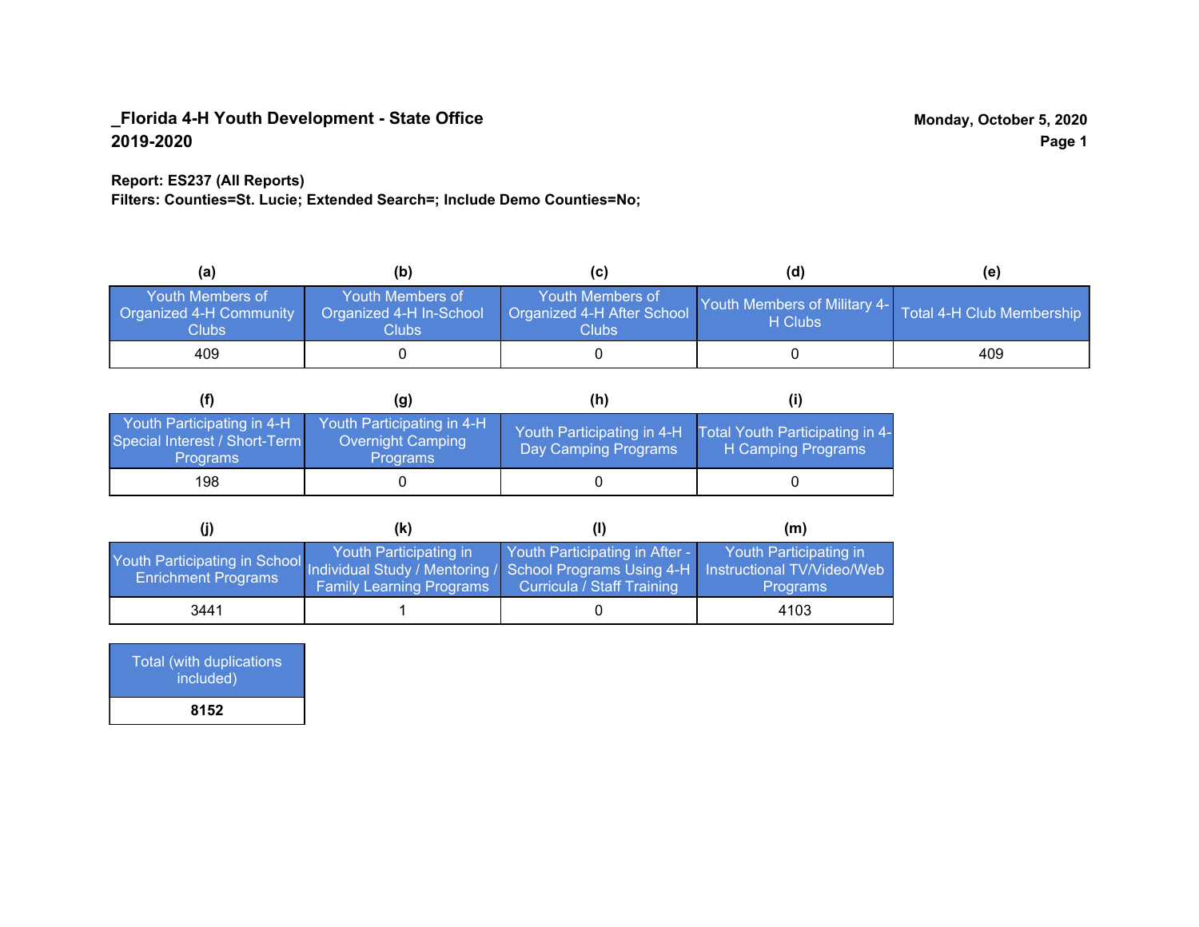**_Florida 4-H Youth Development - State Office**
**2019-2020**

**Monday, October 5, 2020**

**Report: ES237 (All Reports)**
**Filters: Counties=St. Lucie; Extended Search=; Include Demo Counties=No;**

| (a) | (b) | (c) | (d) | (e) |
|---|---|---|---|---|
| Youth Members of Organized 4-H Community Clubs | Youth Members of Organized 4-H In-School Clubs | Youth Members of Organized 4-H After School Clubs | Youth Members of Military 4-H Clubs | Total 4-H Club Membership |
| 409 | 0 | 0 | 0 | 409 |

| (f) | (g) | (h) | (i) |
|---|---|---|---|
| Youth Participating in 4-H Special Interest / Short-Term Programs | Youth Participating in 4-H Overnight Camping Programs | Youth Participating in 4-H Day Camping Programs | Total Youth Participating in 4-H Camping Programs |
| 198 | 0 | 0 | 0 |

| (j) | (k) | (l) | (m) |
|---|---|---|---|
| Youth Participating in School Enrichment Programs | Youth Participating in Individual Study / Mentoring / Family Learning Programs | Youth Participating in After - School Programs Using 4-H Curricula / Staff Training | Youth Participating in Instructional TV/Video/Web Programs |
| 3441 | 1 | 0 | 4103 |

| Total (with duplications included) |
|---|
| **8152** |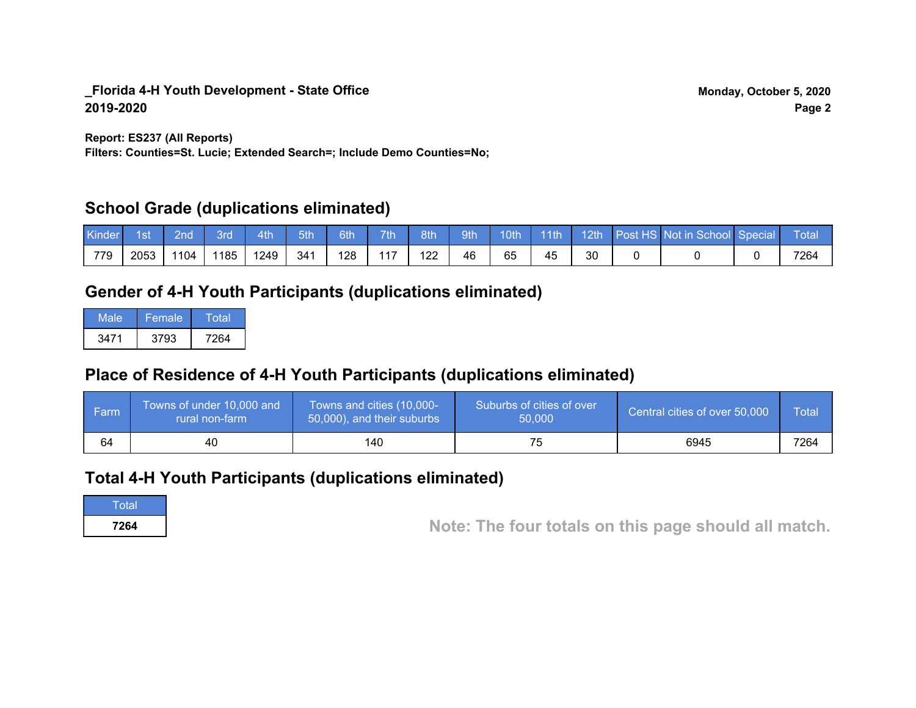**_Florida 4-H Youth Development - State Office**
**2019-2020**

**Monday, October 5, 2020**

**Report: ES237 (All Reports)**
**Filters: Counties=St. Lucie; Extended Search=; Include Demo Counties=No;**

## School Grade (duplications eliminated)

| Kinder | 1st | 2nd | 3rd | 4th | 5th | 6th | 7th | 8th | 9th | 10th | 11th | 12th | Post HS | Not in School | Special | Total |
|---|---|---|---|---|---|---|---|---|---|---|---|---|---|---|---|---|
| 779 | 2053 | 1104 | 1185 | 1249 | 341 | 128 | 117 | 122 | 46 | 65 | 45 | 30 | 0 | 0 | 0 | 7264 |

## Gender of 4-H Youth Participants (duplications eliminated)

| Male | Female | Total |
|---|---|---|
| 3471 | 3793 | 7264 |

## Place of Residence of 4-H Youth Participants (duplications eliminated)

| Farm | Towns of under 10,000 and rural non-farm | Towns and cities (10,000-50,000), and their suburbs | Suburbs of cities of over 50,000 | Central cities of over 50,000 | Total |
|---|---|---|---|---|---|
| 64 | 40 | 140 | 75 | 6945 | 7264 |

## Total 4-H Youth Participants (duplications eliminated)

| Total |
|---|
| **7264** |

**Note: The four totals on this page should all match.**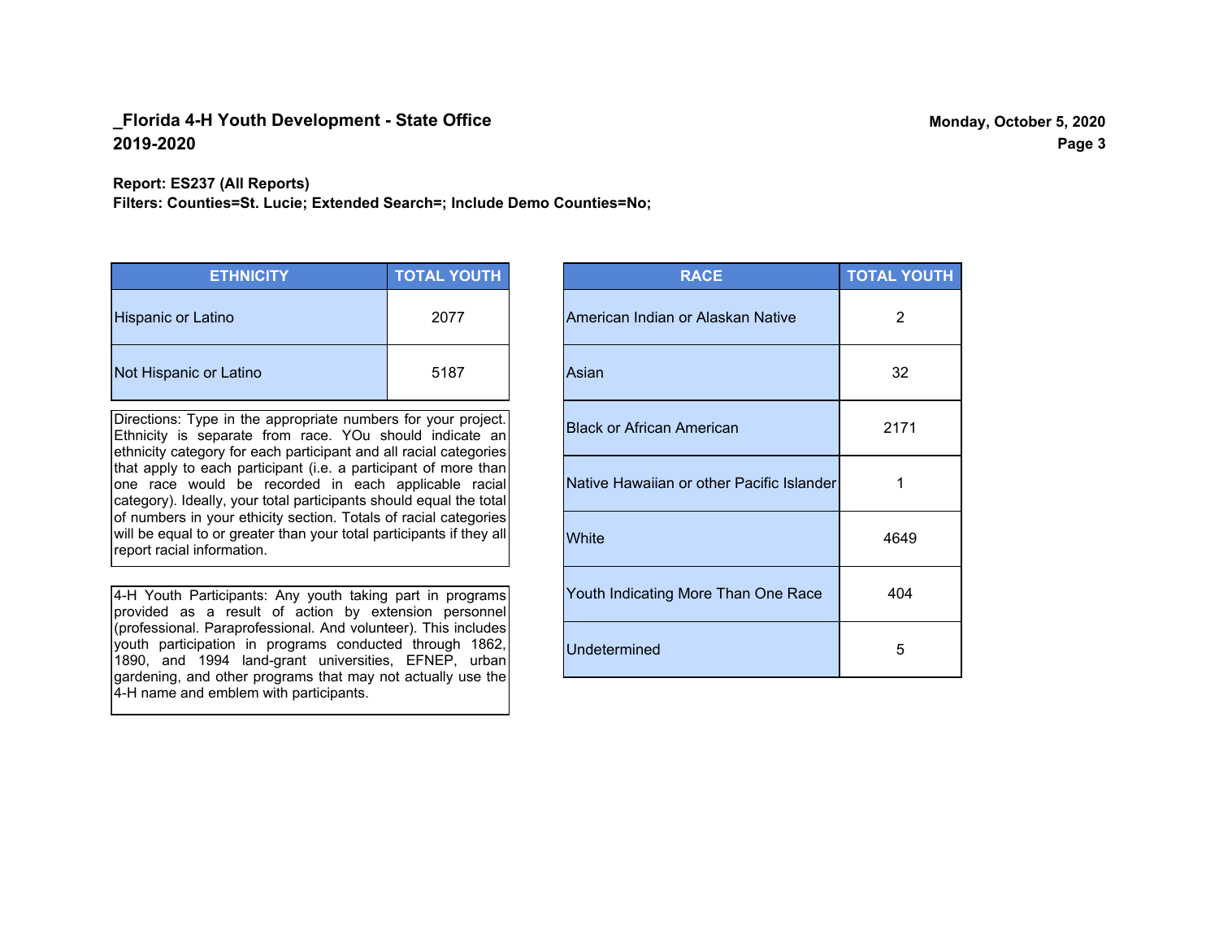## _Florida 4-H Youth Development - State Office
## 2019-2020

**Monday, October 5, 2020**

**Report: ES237 (All Reports)**
**Filters: Counties=St. Lucie; Extended Search=; Include Demo Counties=No;**

| ETHNICITY | TOTAL YOUTH |
|---|---|
| Hispanic or Latino | 2077 |
| Not Hispanic or Latino | 5187 |

Directions: Type in the appropriate numbers for your project. Ethnicity is separate from race. YOu should indicate an ethnicity category for each participant and all racial categories that apply to each participant (i.e. a participant of more than one race would be recorded in each applicable racial category). Ideally, your total participants should equal the total of numbers in your ethicity section. Totals of racial categories will be equal to or greater than your total participants if they all report racial information.

4-H Youth Participants: Any youth taking part in programs provided as a result of action by extension personnel (professional. Paraprofessional. And volunteer). This includes youth participation in programs conducted through 1862, 1890, and 1994 land-grant universities, EFNEP, urban gardening, and other programs that may not actually use the 4-H name and emblem with participants.

| RACE | TOTAL YOUTH |
|---|---|
| American Indian or Alaskan Native | 2 |
| Asian | 32 |
| Black or African American | 2171 |
| Native Hawaiian or other Pacific Islander | 1 |
| White | 4649 |
| Youth Indicating More Than One Race | 404 |
| Undetermined | 5 |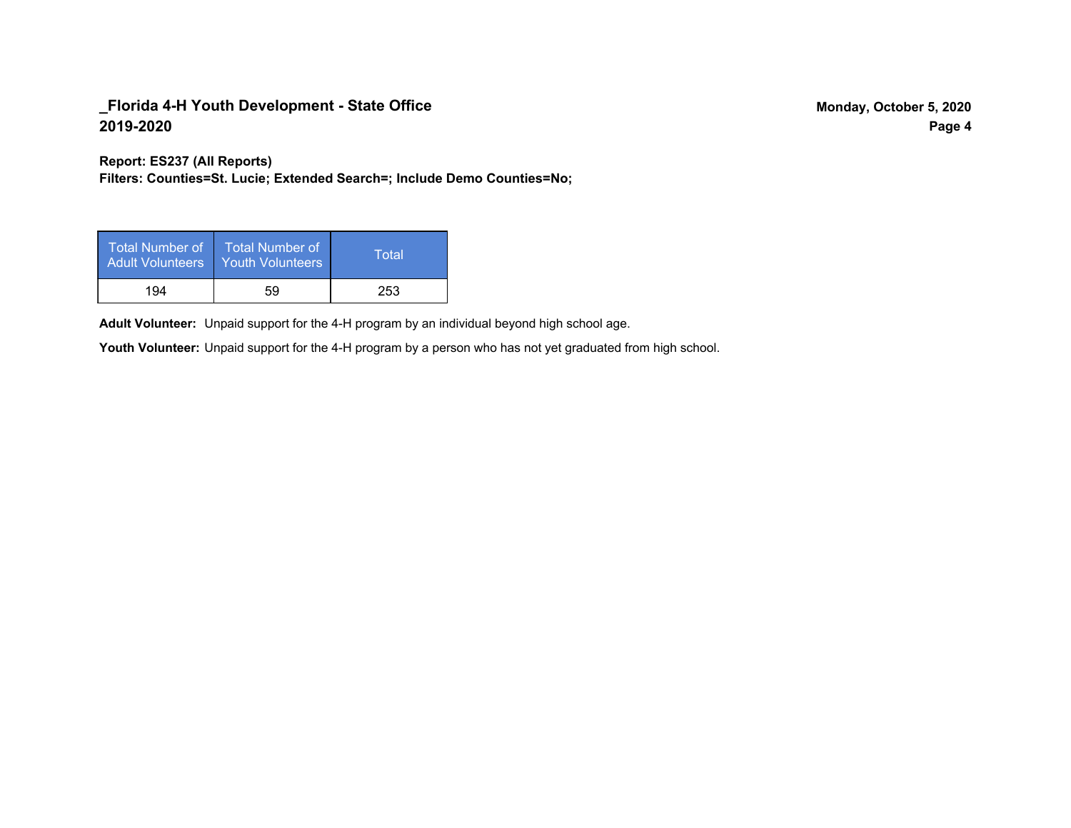**Report: ES237 (All Reports)**
**Filters: Counties=St. Lucie; Extended Search=; Include Demo Counties=No;**

| Total Number of Adult Volunteers | Total Number of Youth Volunteers | Total |
| --- | --- | --- |
| 194 | 59 | 253 |

**Adult Volunteer:** Unpaid support for the 4-H program by an individual beyond high school age.

**Youth Volunteer:** Unpaid support for the 4-H program by a person who has not yet graduated from high school.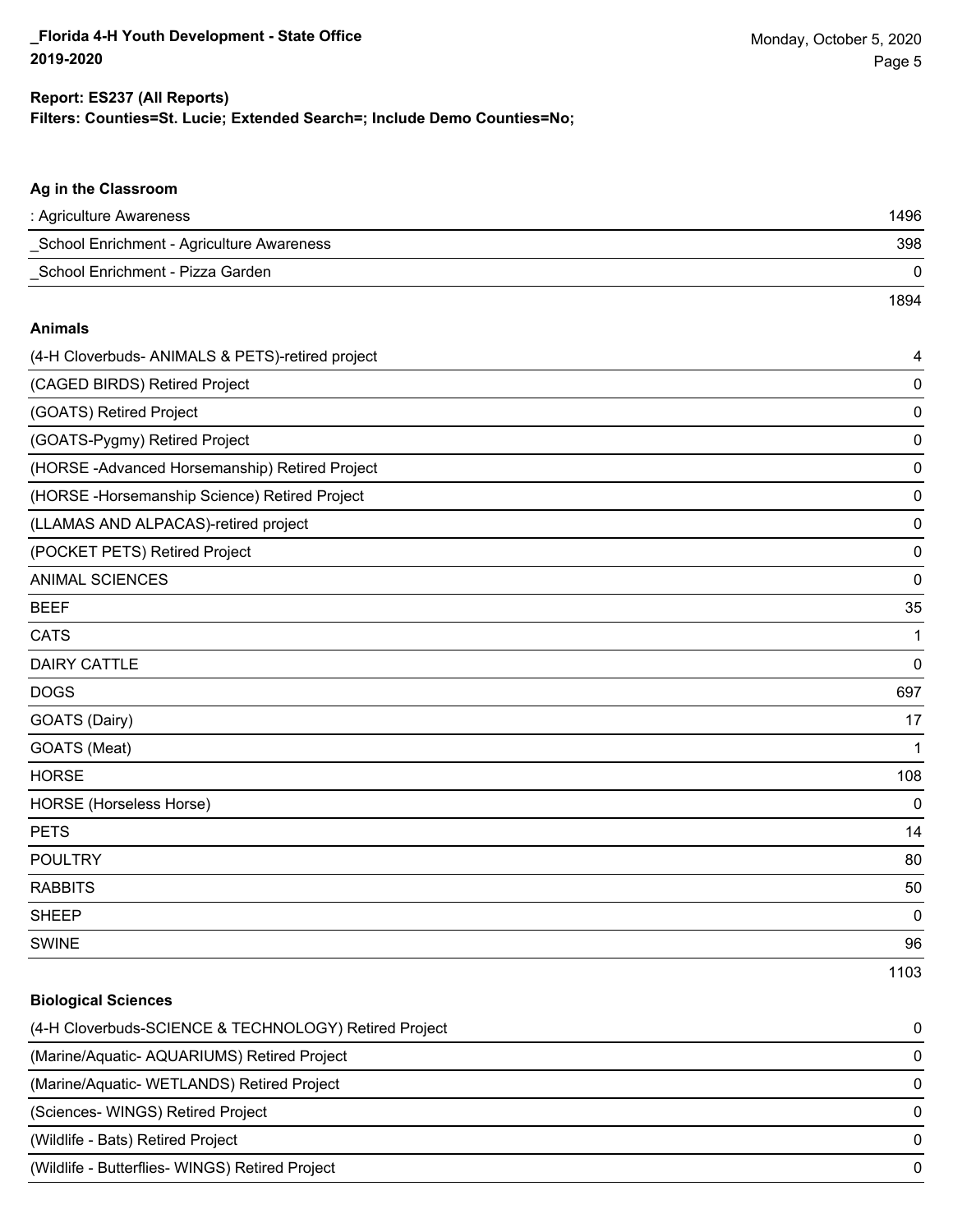**Report: ES237 (All Reports)**
**Filters: Counties=St. Lucie; Extended Search=; Include Demo Counties=No;**

### Ag in the Classroom

| | |
|---|---|
| : Agriculture Awareness | 1496 |
| _School Enrichment - Agriculture Awareness | 398 |
| _School Enrichment - Pizza Garden | 0 |
| | 1894 |

### Animals

| | |
|---|---|
| (4-H Cloverbuds- ANIMALS & PETS)-retired project | 4 |
| (CAGED BIRDS) Retired Project | 0 |
| (GOATS) Retired Project | 0 |
| (GOATS-Pygmy) Retired Project | 0 |
| (HORSE -Advanced Horsemanship) Retired Project | 0 |
| (HORSE -Horsemanship Science) Retired Project | 0 |
| (LLAMAS AND ALPACAS)-retired project | 0 |
| (POCKET PETS) Retired Project | 0 |
| ANIMAL SCIENCES | 0 |
| BEEF | 35 |
| CATS | 1 |
| DAIRY CATTLE | 0 |
| DOGS | 697 |
| GOATS (Dairy) | 17 |
| GOATS (Meat) | 1 |
| HORSE | 108 |
| HORSE (Horseless Horse) | 0 |
| PETS | 14 |
| POULTRY | 80 |
| RABBITS | 50 |
| SHEEP | 0 |
| SWINE | 96 |
| | 1103 |

### Biological Sciences

| | |
|---|---|
| (4-H Cloverbuds-SCIENCE & TECHNOLOGY) Retired Project | 0 |
| (Marine/Aquatic- AQUARIUMS) Retired Project | 0 |
| (Marine/Aquatic- WETLANDS) Retired Project | 0 |
| (Sciences- WINGS) Retired Project | 0 |
| (Wildlife - Bats) Retired Project | 0 |
| (Wildlife - Butterflies- WINGS) Retired Project | 0 |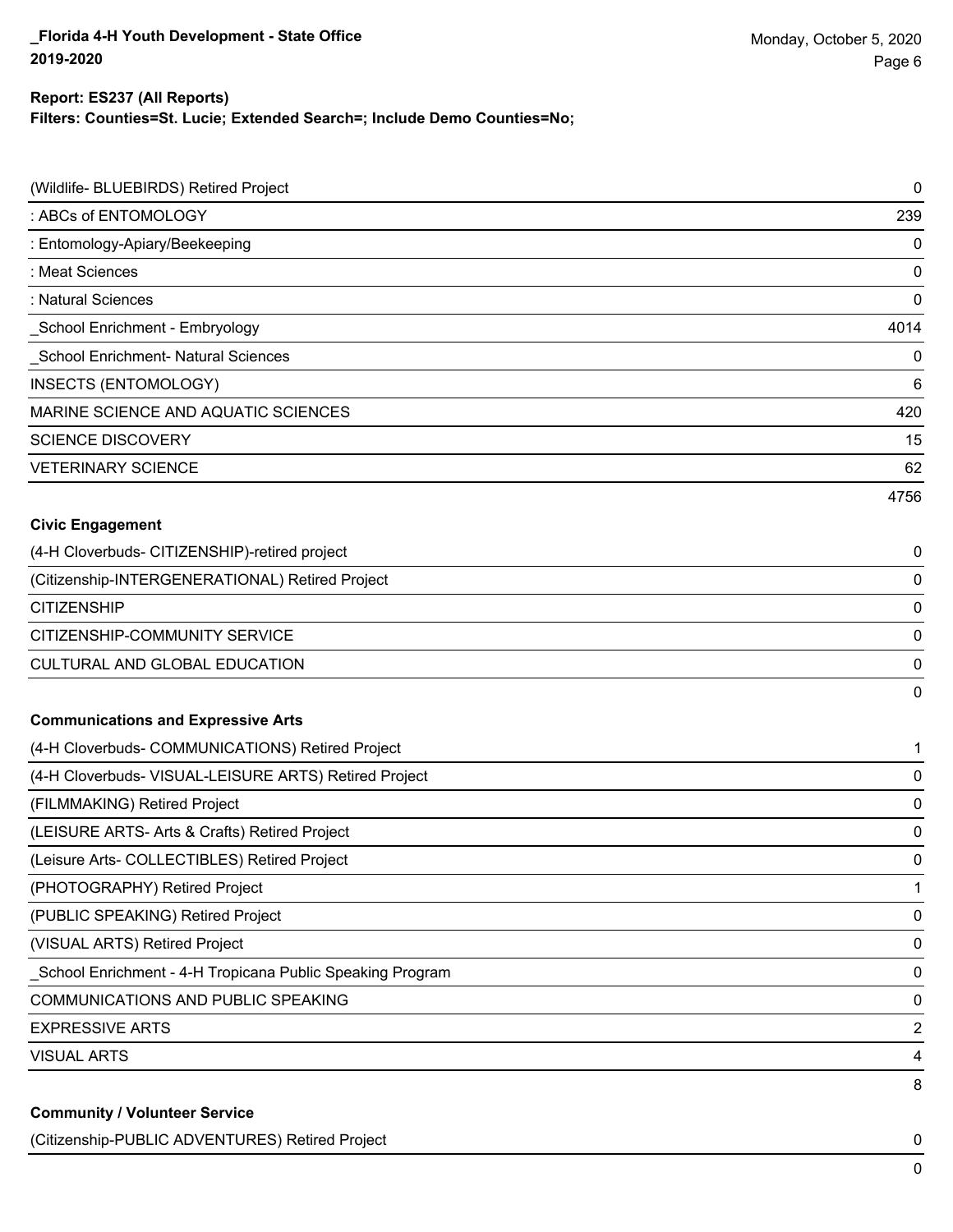**Report: ES237 (All Reports)**
**Filters: Counties=St. Lucie; Extended Search=; Include Demo Counties=No;**

| | |
|---|---|
| (Wildlife- BLUEBIRDS) Retired Project | 0 |
| : ABCs of ENTOMOLOGY | 239 |
| : Entomology-Apiary/Beekeeping | 0 |
| : Meat Sciences | 0 |
| : Natural Sciences | 0 |
| _School Enrichment - Embryology | 4014 |
| _School Enrichment- Natural Sciences | 0 |
| INSECTS (ENTOMOLOGY) | 6 |
| MARINE SCIENCE AND AQUATIC SCIENCES | 420 |
| SCIENCE DISCOVERY | 15 |
| VETERINARY SCIENCE | 62 |
| | 4756 |

**Civic Engagement**

| | |
|---|---|
| (4-H Cloverbuds- CITIZENSHIP)-retired project | 0 |
| (Citizenship-INTERGENERATIONAL) Retired Project | 0 |
| CITIZENSHIP | 0 |
| CITIZENSHIP-COMMUNITY SERVICE | 0 |
| CULTURAL AND GLOBAL EDUCATION | 0 |
| | 0 |

**Communications and Expressive Arts**

| | |
|---|---|
| (4-H Cloverbuds- COMMUNICATIONS) Retired Project | 1 |
| (4-H Cloverbuds- VISUAL-LEISURE ARTS) Retired Project | 0 |
| (FILMMAKING) Retired Project | 0 |
| (LEISURE ARTS- Arts & Crafts) Retired Project | 0 |
| (Leisure Arts- COLLECTIBLES) Retired Project | 0 |
| (PHOTOGRAPHY) Retired Project | 1 |
| (PUBLIC SPEAKING) Retired Project | 0 |
| (VISUAL ARTS) Retired Project | 0 |
| _School Enrichment - 4-H Tropicana Public Speaking Program | 0 |
| COMMUNICATIONS AND PUBLIC SPEAKING | 0 |
| EXPRESSIVE ARTS | 2 |
| VISUAL ARTS | 4 |
| | 8 |

**Community / Volunteer Service**

| | |
|---|---|
| (Citizenship-PUBLIC ADVENTURES) Retired Project | 0 |
| | 0 |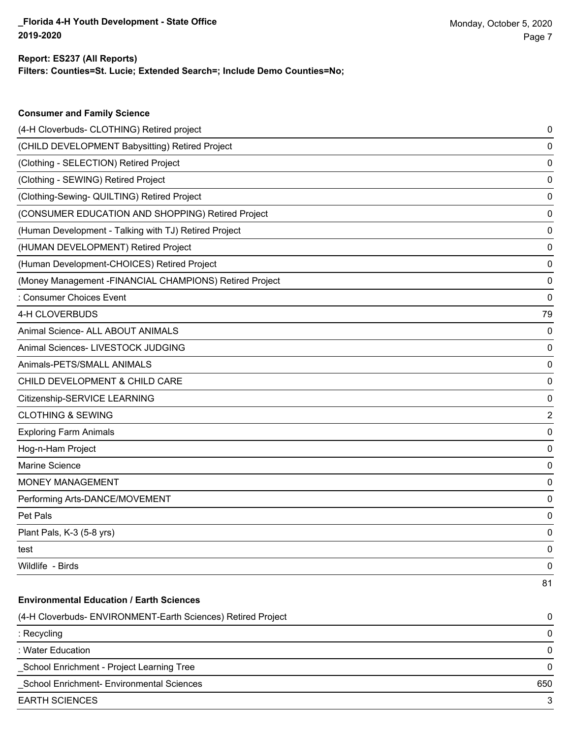**Report: ES237 (All Reports)**
**Filters: Counties=St. Lucie; Extended Search=; Include Demo Counties=No;**

### Consumer and Family Science

| | |
|---|---|
| (4-H Cloverbuds- CLOTHING) Retired project | 0 |
| (CHILD DEVELOPMENT Babysitting) Retired Project | 0 |
| (Clothing - SELECTION) Retired Project | 0 |
| (Clothing - SEWING) Retired Project | 0 |
| (Clothing-Sewing- QUILTING) Retired Project | 0 |
| (CONSUMER EDUCATION AND SHOPPING) Retired Project | 0 |
| (Human Development - Talking with TJ) Retired Project | 0 |
| (HUMAN DEVELOPMENT) Retired Project | 0 |
| (Human Development-CHOICES) Retired Project | 0 |
| (Money Management -FINANCIAL CHAMPIONS) Retired Project | 0 |
| : Consumer Choices Event | 0 |
| 4-H CLOVERBUDS | 79 |
| Animal Science- ALL ABOUT ANIMALS | 0 |
| Animal Sciences- LIVESTOCK JUDGING | 0 |
| Animals-PETS/SMALL ANIMALS | 0 |
| CHILD DEVELOPMENT & CHILD CARE | 0 |
| Citizenship-SERVICE LEARNING | 0 |
| CLOTHING & SEWING | 2 |
| Exploring Farm Animals | 0 |
| Hog-n-Ham Project | 0 |
| Marine Science | 0 |
| MONEY MANAGEMENT | 0 |
| Performing Arts-DANCE/MOVEMENT | 0 |
| Pet Pals | 0 |
| Plant Pals, K-3 (5-8 yrs) | 0 |
| test | 0 |
| Wildlife - Birds | 0 |
| | 81 |

### Environmental Education / Earth Sciences

| | |
|---|---|
| (4-H Cloverbuds- ENVIRONMENT-Earth Sciences) Retired Project | 0 |
| : Recycling | 0 |
| : Water Education | 0 |
| _School Enrichment - Project Learning Tree | 0 |
| _School Enrichment- Environmental Sciences | 650 |
| EARTH SCIENCES | 3 |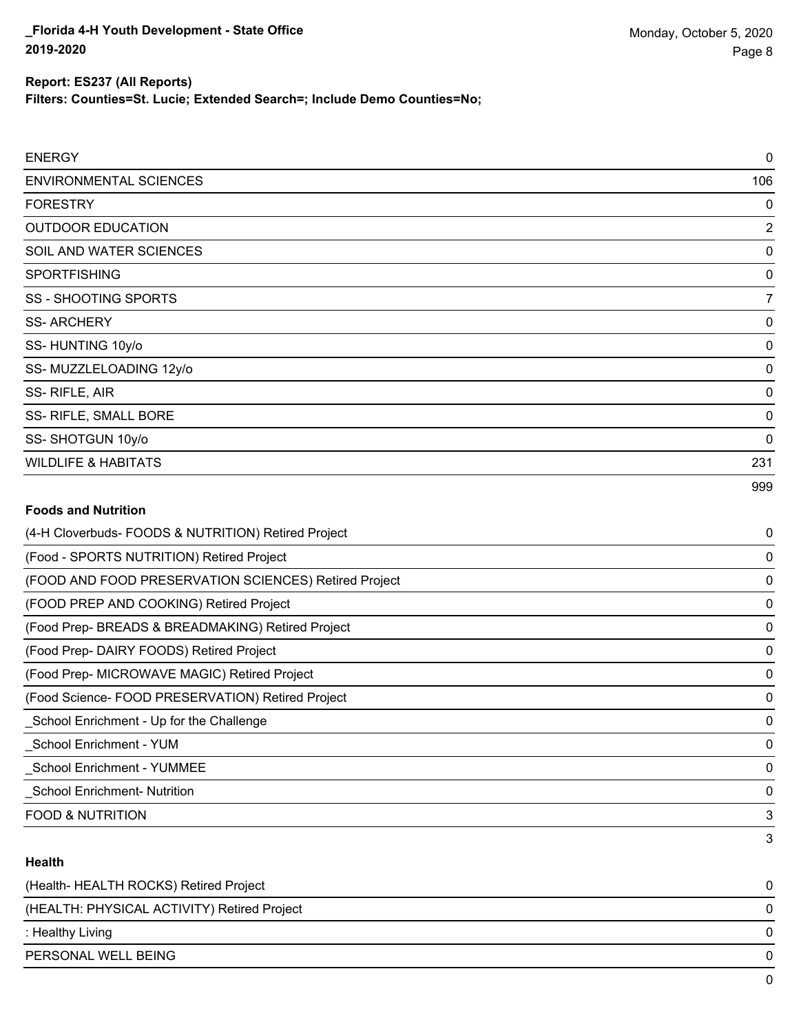**Report: ES237 (All Reports)**

**Filters: Counties=St. Lucie; Extended Search=; Include Demo Counties=No;**

| | |
|---|---|
| ENERGY | 0 |
| ENVIRONMENTAL SCIENCES | 106 |
| FORESTRY | 0 |
| OUTDOOR EDUCATION | 2 |
| SOIL AND WATER SCIENCES | 0 |
| SPORTFISHING | 0 |
| SS - SHOOTING SPORTS | 7 |
| SS- ARCHERY | 0 |
| SS- HUNTING 10y/o | 0 |
| SS- MUZZLELOADING 12y/o | 0 |
| SS- RIFLE, AIR | 0 |
| SS- RIFLE, SMALL BORE | 0 |
| SS- SHOTGUN 10y/o | 0 |
| WILDLIFE & HABITATS | 231 |
| | 999 |

**Foods and Nutrition**

| | |
|---|---|
| (4-H Cloverbuds- FOODS & NUTRITION) Retired Project | 0 |
| (Food - SPORTS NUTRITION) Retired Project | 0 |
| (FOOD AND FOOD PRESERVATION SCIENCES) Retired Project | 0 |
| (FOOD PREP AND COOKING) Retired Project | 0 |
| (Food Prep- BREADS & BREADMAKING) Retired Project | 0 |
| (Food Prep- DAIRY FOODS) Retired Project | 0 |
| (Food Prep- MICROWAVE MAGIC) Retired Project | 0 |
| (Food Science- FOOD PRESERVATION) Retired Project | 0 |
| _School Enrichment - Up for the Challenge | 0 |
| _School Enrichment - YUM | 0 |
| _School Enrichment - YUMMEE | 0 |
| _School Enrichment- Nutrition | 0 |
| FOOD & NUTRITION | 3 |
| | 3 |

**Health**

| | |
|---|---|
| (Health- HEALTH ROCKS) Retired Project | 0 |
| (HEALTH: PHYSICAL ACTIVITY) Retired Project | 0 |
| : Healthy Living | 0 |
| PERSONAL WELL BEING | 0 |
| | 0 |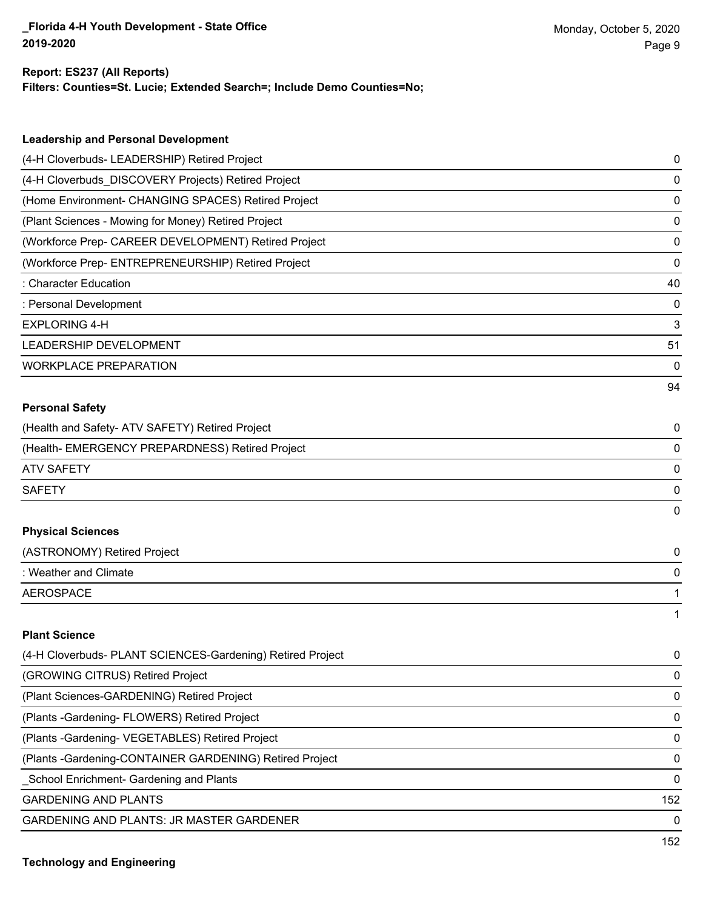**Report: ES237 (All Reports)**
**Filters: Counties=St. Lucie; Extended Search=; Include Demo Counties=No;**

### Leadership and Personal Development

| | |
|---|---|
| (4-H Cloverbuds- LEADERSHIP) Retired Project | 0 |
| (4-H Cloverbuds_DISCOVERY Projects) Retired Project | 0 |
| (Home Environment- CHANGING SPACES) Retired Project | 0 |
| (Plant Sciences - Mowing for Money) Retired Project | 0 |
| (Workforce Prep- CAREER DEVELOPMENT) Retired Project | 0 |
| (Workforce Prep- ENTREPRENEURSHIP) Retired Project | 0 |
| : Character Education | 40 |
| : Personal Development | 0 |
| EXPLORING 4-H | 3 |
| LEADERSHIP DEVELOPMENT | 51 |
| WORKPLACE PREPARATION | 0 |
| | 94 |

### Personal Safety

| | |
|---|---|
| (Health and Safety- ATV SAFETY) Retired Project | 0 |
| (Health- EMERGENCY PREPARDNESS) Retired Project | 0 |
| ATV SAFETY | 0 |
| SAFETY | 0 |
| | 0 |

### Physical Sciences

| | |
|---|---|
| (ASTRONOMY) Retired Project | 0 |
| : Weather and Climate | 0 |
| AEROSPACE | 1 |
| | 1 |

### Plant Science

| | |
|---|---|
| (4-H Cloverbuds- PLANT SCIENCES-Gardening) Retired Project | 0 |
| (GROWING CITRUS) Retired Project | 0 |
| (Plant Sciences-GARDENING) Retired Project | 0 |
| (Plants -Gardening- FLOWERS) Retired Project | 0 |
| (Plants -Gardening- VEGETABLES) Retired Project | 0 |
| (Plants -Gardening-CONTAINER GARDENING) Retired Project | 0 |
| _School Enrichment- Gardening and Plants | 0 |
| GARDENING AND PLANTS | 152 |
| GARDENING AND PLANTS: JR MASTER GARDENER | 0 |
| | 152 |

### Technology and Engineering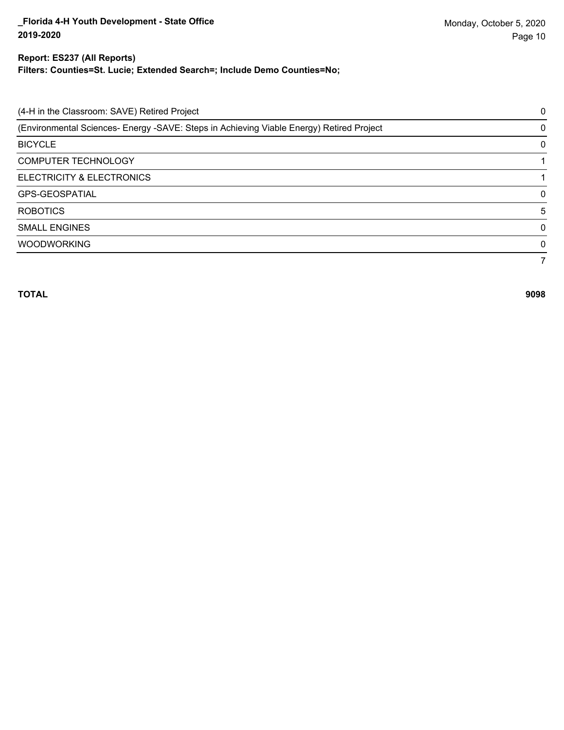**Report: ES237 (All Reports)**
**Filters: Counties=St. Lucie; Extended Search=; Include Demo Counties=No;**

| | |
|---|---|
| (4-H in the Classroom: SAVE) Retired Project | 0 |
| (Environmental Sciences- Energy -SAVE: Steps in Achieving Viable Energy) Retired Project | 0 |
| BICYCLE | 0 |
| COMPUTER TECHNOLOGY | 1 |
| ELECTRICITY & ELECTRONICS | 1 |
| GPS-GEOSPATIAL | 0 |
| ROBOTICS | 5 |
| SMALL ENGINES | 0 |
| WOODWORKING | 0 |
| | 7 |

**TOTAL** **9098**